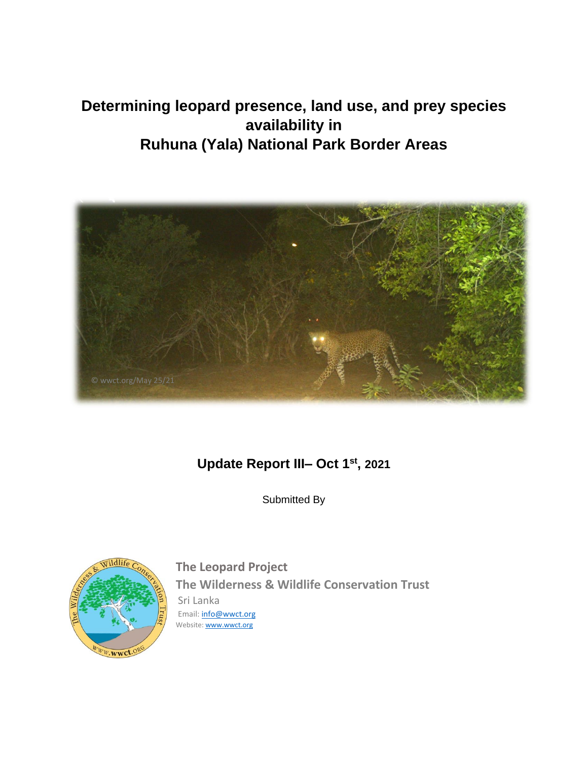# Determining leopard presence, land use, and prey species availability in Ruhuna (Yala) National Park Border Areas

© wwct.org/May 25/21

## Update Report III– Oct 1st, 2021

Submitted By

**The Leopard Project**

**The Wilderness & Wildlife Conservation Trust**

Sri Lanka

Email: info@wwct.org

Website: www.wwct.org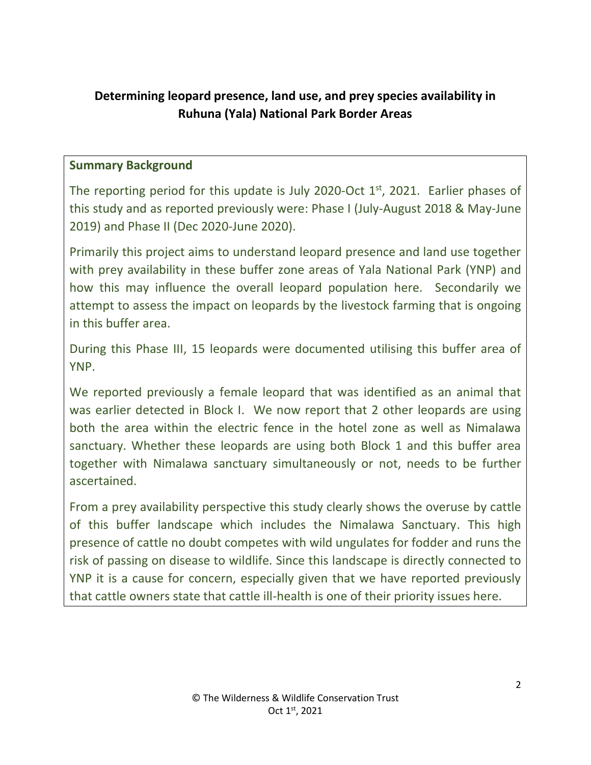**Determining leopard presence, land use, and prey species availability in Ruhuna (Yala) National Park Border Areas**

**Summary Background**

The reporting period for this update is July 2020-Oct 1st, 2021. Earlier phases of this study and as reported previously were: Phase I (July-August 2018 & May-June 2019) and Phase II (Dec 2020-June 2020).

Primarily this project aims to understand leopard presence and land use together with prey availability in these buffer zone areas of Yala National Park (YNP) and how this may influence the overall leopard population here. Secondarily we attempt to assess the impact on leopards by the livestock farming that is ongoing in this buffer area.

During this Phase III, 15 leopards were documented utilising this buffer area of YNP.

We reported previously a female leopard that was identified as an animal that was earlier detected in Block I. We now report that 2 other leopards are using both the area within the electric fence in the hotel zone as well as Nimalawa sanctuary. Whether these leopards are using both Block 1 and this buffer area together with Nimalawa sanctuary simultaneously or not, needs to be further ascertained.

From a prey availability perspective this study clearly shows the overuse by cattle of this buffer landscape which includes the Nimalawa Sanctuary. This high presence of cattle no doubt competes with wild ungulates for fodder and runs the risk of passing on disease to wildlife. Since this landscape is directly connected to YNP it is a cause for concern, especially given that we have reported previously that cattle owners state that cattle ill-health is one of their priority issues here.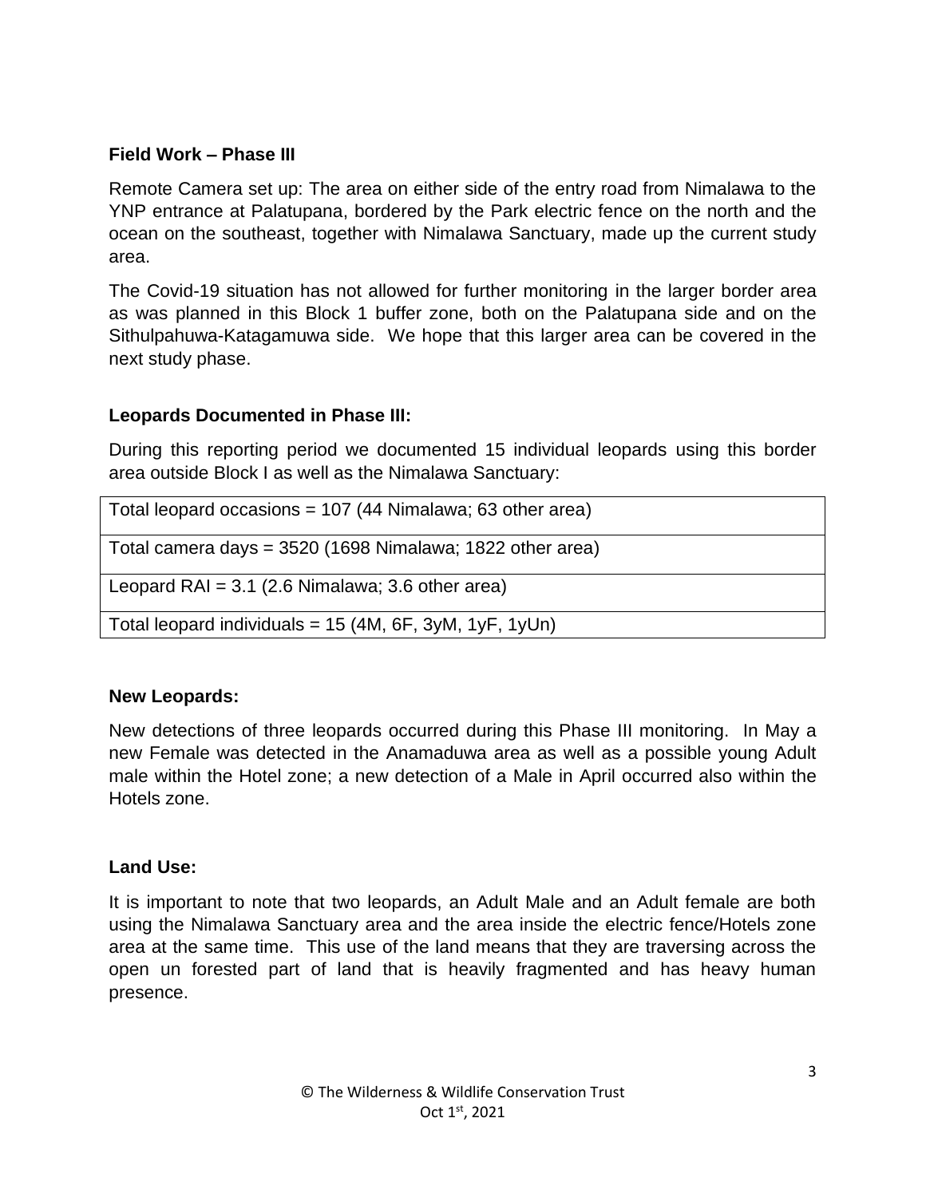**Field Work – Phase III**

Remote Camera set up: The area on either side of the entry road from Nimalawa to the YNP entrance at Palatupana, bordered by the Park electric fence on the north and the ocean on the southeast, together with Nimalawa Sanctuary, made up the current study area.

The Covid-19 situation has not allowed for further monitoring in the larger border area as was planned in this Block 1 buffer zone, both on the Palatupana side and on the Sithulpahuwa-Katagamuwa side. We hope that this larger area can be covered in the next study phase.

**Leopards Documented in Phase III:**

During this reporting period we documented 15 individual leopards using this border area outside Block I as well as the Nimalawa Sanctuary:

| Total leopard occasions = 107 (44 Nimalawa; 63 other area) |
|---|
| Total camera days = 3520 (1698 Nimalawa; 1822 other area) |
| Leopard RAI = 3.1 (2.6 Nimalawa; 3.6 other area) |
| Total leopard individuals = 15 (4M, 6F, 3yM, 1yF, 1yUn) |

**New Leopards:**

New detections of three leopards occurred during this Phase III monitoring. In May a new Female was detected in the Anamaduwa area as well as a possible young Adult male within the Hotel zone; a new detection of a Male in April occurred also within the Hotels zone.

**Land Use:**

It is important to note that two leopards, an Adult Male and an Adult female are both using the Nimalawa Sanctuary area and the area inside the electric fence/Hotels zone area at the same time. This use of the land means that they are traversing across the open un forested part of land that is heavily fragmented and has heavy human presence.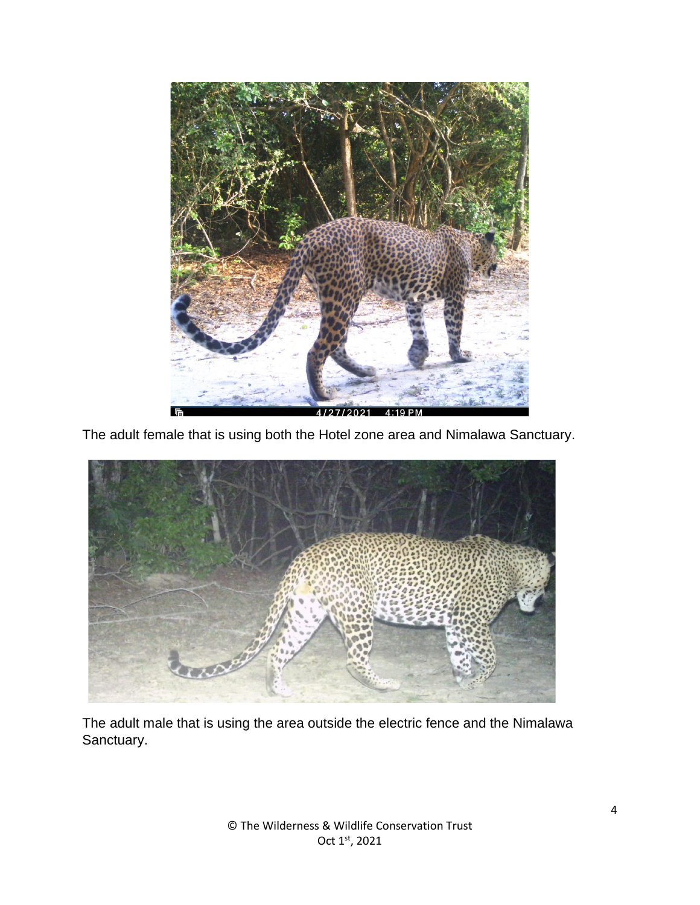The adult female that is using both the Hotel zone area and Nimalawa Sanctuary.

The adult male that is using the area outside the electric fence and the Nimalawa Sanctuary.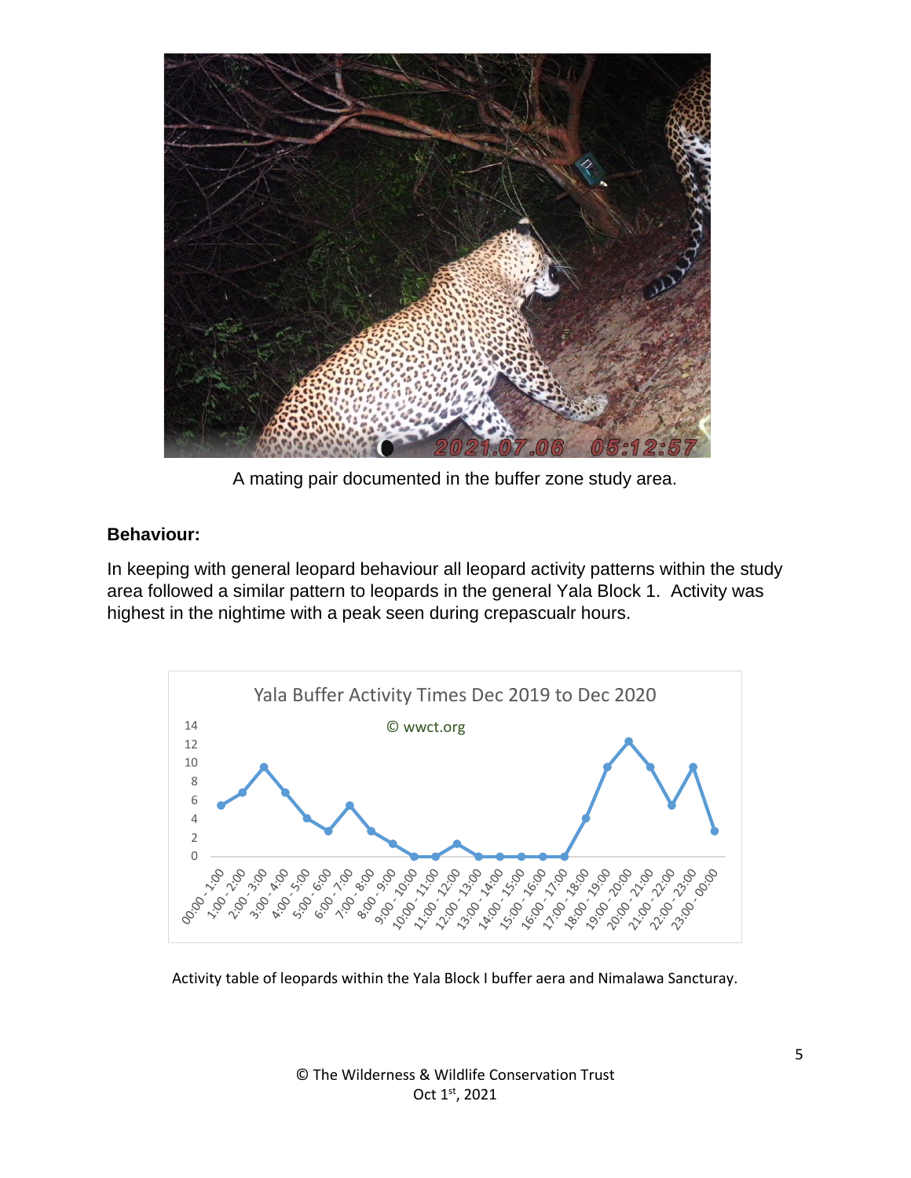A mating pair documented in the buffer zone study area.

**Behaviour:**

In keeping with general leopard behaviour all leopard activity patterns within the study area followed a similar pattern to leopards in the general Yala Block 1. Activity was highest in the nightime with a peak seen during crepascualr hours.

Activity table of leopards within the Yala Block I buffer aera and Nimalawa Sancturay.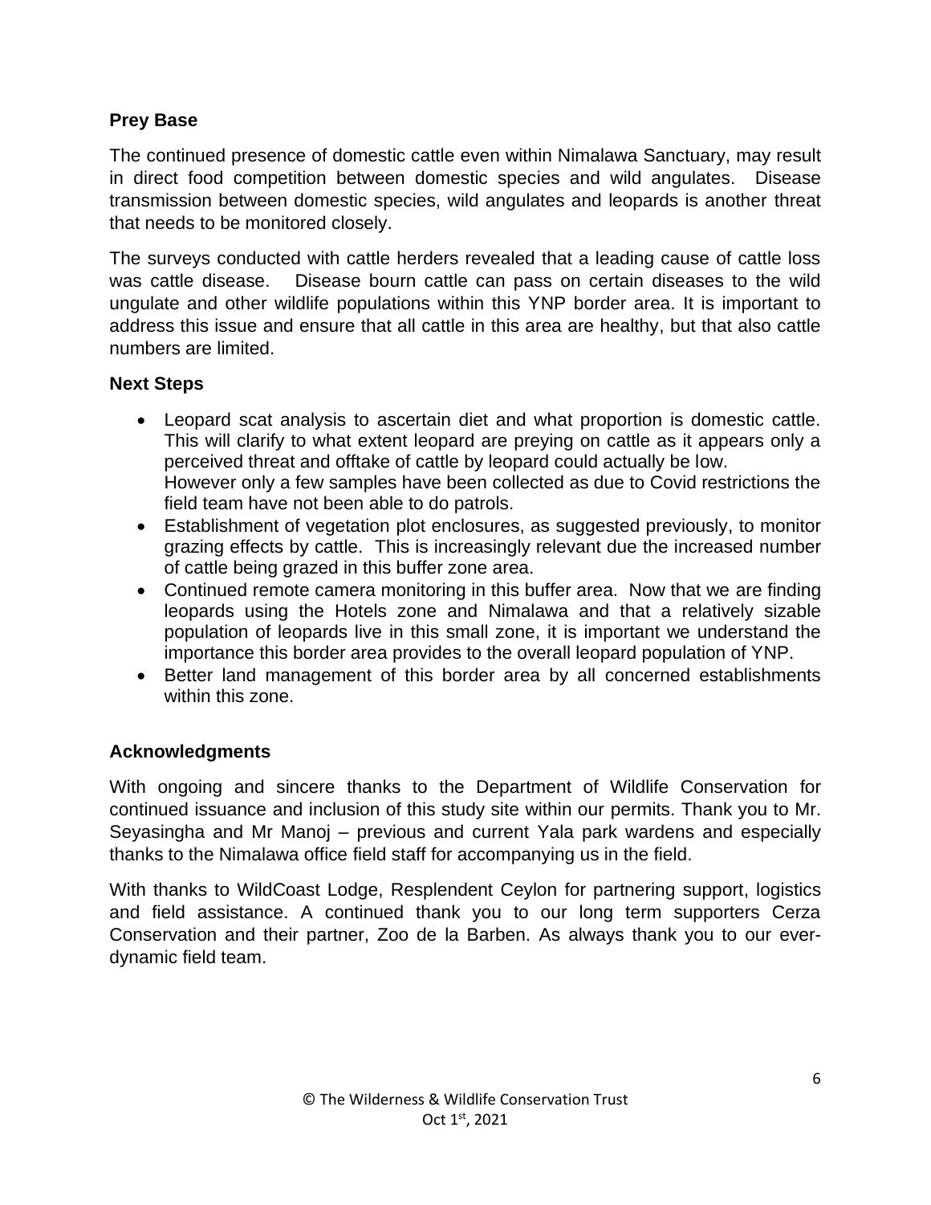**Prey Base**

The continued presence of domestic cattle even within Nimalawa Sanctuary, may result in direct food competition between domestic species and wild angulates. Disease transmission between domestic species, wild angulates and leopards is another threat that needs to be monitored closely.

The surveys conducted with cattle herders revealed that a leading cause of cattle loss was cattle disease. Disease bourn cattle can pass on certain diseases to the wild ungulate and other wildlife populations within this YNP border area. It is important to address this issue and ensure that all cattle in this area are healthy, but that also cattle numbers are limited.

**Next Steps**

- Leopard scat analysis to ascertain diet and what proportion is domestic cattle. This will clarify to what extent leopard are preying on cattle as it appears only a perceived threat and offtake of cattle by leopard could actually be low. However only a few samples have been collected as due to Covid restrictions the field team have not been able to do patrols.
- Establishment of vegetation plot enclosures, as suggested previously, to monitor grazing effects by cattle. This is increasingly relevant due the increased number of cattle being grazed in this buffer zone area.
- Continued remote camera monitoring in this buffer area. Now that we are finding leopards using the Hotels zone and Nimalawa and that a relatively sizable population of leopards live in this small zone, it is important we understand the importance this border area provides to the overall leopard population of YNP.
- Better land management of this border area by all concerned establishments within this zone.

**Acknowledgments**

With ongoing and sincere thanks to the Department of Wildlife Conservation for continued issuance and inclusion of this study site within our permits. Thank you to Mr. Seyasingha and Mr Manoj – previous and current Yala park wardens and especially thanks to the Nimalawa office field staff for accompanying us in the field.

With thanks to WildCoast Lodge, Resplendent Ceylon for partnering support, logistics and field assistance. A continued thank you to our long term supporters Cerza Conservation and their partner, Zoo de la Barben. As always thank you to our ever-dynamic field team.